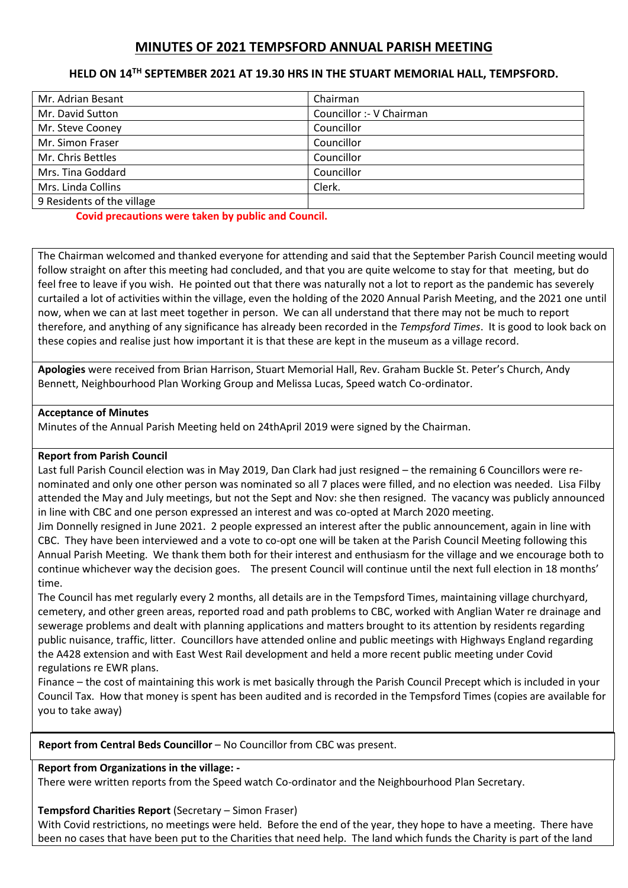# MINUTES OF 2021 TEMPSFORD ANNUAL PARISH MEETING

### HELD ON 14TH SEPTEMBER 2021 AT 19.30 HRS IN THE STUART MEMORIAL HALL, TEMPSFORD.

| Mr. Adrian Besant | Chairman |
|---|---|
| Mr. David Sutton | Councillor :- V Chairman |
| Mr. Steve Cooney | Councillor |
| Mr. Simon Fraser | Councillor |
| Mr. Chris Bettles | Councillor |
| Mrs. Tina Goddard | Councillor |
| Mrs. Linda Collins | Clerk. |
| 9 Residents of the village | |

**Covid precautions were taken by public and Council.**

The Chairman welcomed and thanked everyone for attending and said that the September Parish Council meeting would follow straight on after this meeting had concluded, and that you are quite welcome to stay for that meeting, but do feel free to leave if you wish. He pointed out that there was naturally not a lot to report as the pandemic has severely curtailed a lot of activities within the village, even the holding of the 2020 Annual Parish Meeting, and the 2021 one until now, when we can at last meet together in person. We can all understand that there may not be much to report therefore, and anything of any significance has already been recorded in the *Tempsford Times*. It is good to look back on these copies and realise just how important it is that these are kept in the museum as a village record.

**Apologies** were received from Brian Harrison, Stuart Memorial Hall, Rev. Graham Buckle St. Peter's Church, Andy Bennett, Neighbourhood Plan Working Group and Melissa Lucas, Speed watch Co-ordinator.

**Acceptance of Minutes**

Minutes of the Annual Parish Meeting held on 24thApril 2019 were signed by the Chairman.

**Report from Parish Council**

Last full Parish Council election was in May 2019, Dan Clark had just resigned – the remaining 6 Councillors were re-nominated and only one other person was nominated so all 7 places were filled, and no election was needed. Lisa Filby attended the May and July meetings, but not the Sept and Nov: she then resigned. The vacancy was publicly announced in line with CBC and one person expressed an interest and was co-opted at March 2020 meeting.

Jim Donnelly resigned in June 2021. 2 people expressed an interest after the public announcement, again in line with CBC. They have been interviewed and a vote to co-opt one will be taken at the Parish Council Meeting following this Annual Parish Meeting. We thank them both for their interest and enthusiasm for the village and we encourage both to continue whichever way the decision goes. The present Council will continue until the next full election in 18 months' time.

The Council has met regularly every 2 months, all details are in the Tempsford Times, maintaining village churchyard, cemetery, and other green areas, reported road and path problems to CBC, worked with Anglian Water re drainage and sewerage problems and dealt with planning applications and matters brought to its attention by residents regarding public nuisance, traffic, litter. Councillors have attended online and public meetings with Highways England regarding the A428 extension and with East West Rail development and held a more recent public meeting under Covid regulations re EWR plans.

Finance – the cost of maintaining this work is met basically through the Parish Council Precept which is included in your Council Tax. How that money is spent has been audited and is recorded in the Tempsford Times (copies are available for you to take away)

**Report from Central Beds Councillor** – No Councillor from CBC was present.

**Report from Organizations in the village: -**

There were written reports from the Speed watch Co-ordinator and the Neighbourhood Plan Secretary.

**Tempsford Charities Report** (Secretary – Simon Fraser)

With Covid restrictions, no meetings were held. Before the end of the year, they hope to have a meeting. There have been no cases that have been put to the Charities that need help. The land which funds the Charity is part of the land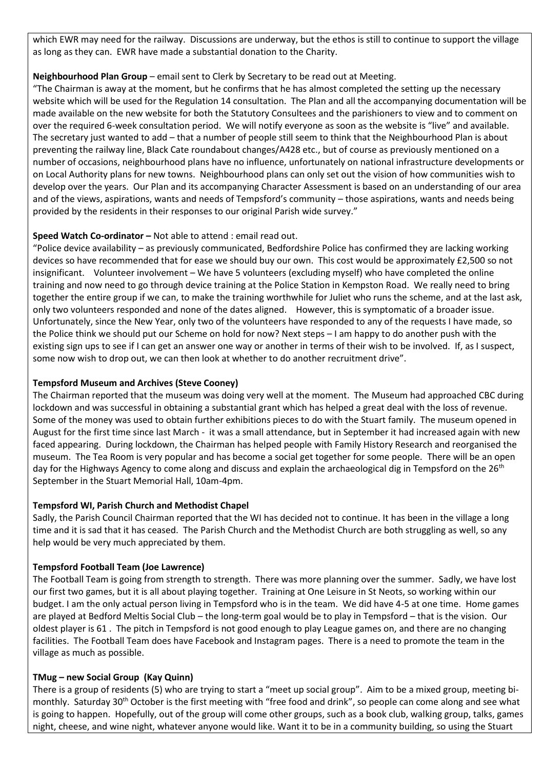which EWR may need for the railway. Discussions are underway, but the ethos is still to continue to support the village as long as they can. EWR have made a substantial donation to the Charity.

**Neighbourhood Plan Group** – email sent to Clerk by Secretary to be read out at Meeting.

"The Chairman is away at the moment, but he confirms that he has almost completed the setting up the necessary website which will be used for the Regulation 14 consultation. The Plan and all the accompanying documentation will be made available on the new website for both the Statutory Consultees and the parishioners to view and to comment on over the required 6-week consultation period. We will notify everyone as soon as the website is "live" and available. The secretary just wanted to add – that a number of people still seem to think that the Neighbourhood Plan is about preventing the railway line, Black Cate roundabout changes/A428 etc., but of course as previously mentioned on a number of occasions, neighbourhood plans have no influence, unfortunately on national infrastructure developments or on Local Authority plans for new towns. Neighbourhood plans can only set out the vision of how communities wish to develop over the years. Our Plan and its accompanying Character Assessment is based on an understanding of our area and of the views, aspirations, wants and needs of Tempsford's community – those aspirations, wants and needs being provided by the residents in their responses to our original Parish wide survey."

**Speed Watch Co-ordinator –** Not able to attend : email read out.

"Police device availability – as previously communicated, Bedfordshire Police has confirmed they are lacking working devices so have recommended that for ease we should buy our own. This cost would be approximately £2,500 so not insignificant. Volunteer involvement – We have 5 volunteers (excluding myself) who have completed the online training and now need to go through device training at the Police Station in Kempston Road. We really need to bring together the entire group if we can, to make the training worthwhile for Juliet who runs the scheme, and at the last ask, only two volunteers responded and none of the dates aligned. However, this is symptomatic of a broader issue. Unfortunately, since the New Year, only two of the volunteers have responded to any of the requests I have made, so the Police think we should put our Scheme on hold for now? Next steps – I am happy to do another push with the existing sign ups to see if I can get an answer one way or another in terms of their wish to be involved. If, as I suspect, some now wish to drop out, we can then look at whether to do another recruitment drive".

**Tempsford Museum and Archives (Steve Cooney)**

The Chairman reported that the museum was doing very well at the moment. The Museum had approached CBC during lockdown and was successful in obtaining a substantial grant which has helped a great deal with the loss of revenue. Some of the money was used to obtain further exhibitions pieces to do with the Stuart family. The museum opened in August for the first time since last March - it was a small attendance, but in September it had increased again with new faced appearing. During lockdown, the Chairman has helped people with Family History Research and reorganised the museum. The Tea Room is very popular and has become a social get together for some people. There will be an open day for the Highways Agency to come along and discuss and explain the archaeological dig in Tempsford on the 26th September in the Stuart Memorial Hall, 10am-4pm.

**Tempsford WI, Parish Church and Methodist Chapel**

Sadly, the Parish Council Chairman reported that the WI has decided not to continue. It has been in the village a long time and it is sad that it has ceased. The Parish Church and the Methodist Church are both struggling as well, so any help would be very much appreciated by them.

**Tempsford Football Team (Joe Lawrence)**

The Football Team is going from strength to strength. There was more planning over the summer. Sadly, we have lost our first two games, but it is all about playing together. Training at One Leisure in St Neots, so working within our budget. I am the only actual person living in Tempsford who is in the team. We did have 4-5 at one time. Home games are played at Bedford Meltis Social Club – the long-term goal would be to play in Tempsford – that is the vision. Our oldest player is 61 . The pitch in Tempsford is not good enough to play League games on, and there are no changing facilities. The Football Team does have Facebook and Instagram pages. There is a need to promote the team in the village as much as possible.

**TMug – new Social Group (Kay Quinn)**

There is a group of residents (5) who are trying to start a "meet up social group". Aim to be a mixed group, meeting bi-monthly. Saturday 30th October is the first meeting with "free food and drink", so people can come along and see what is going to happen. Hopefully, out of the group will come other groups, such as a book club, walking group, talks, games night, cheese, and wine night, whatever anyone would like. Want it to be in a community building, so using the Stuart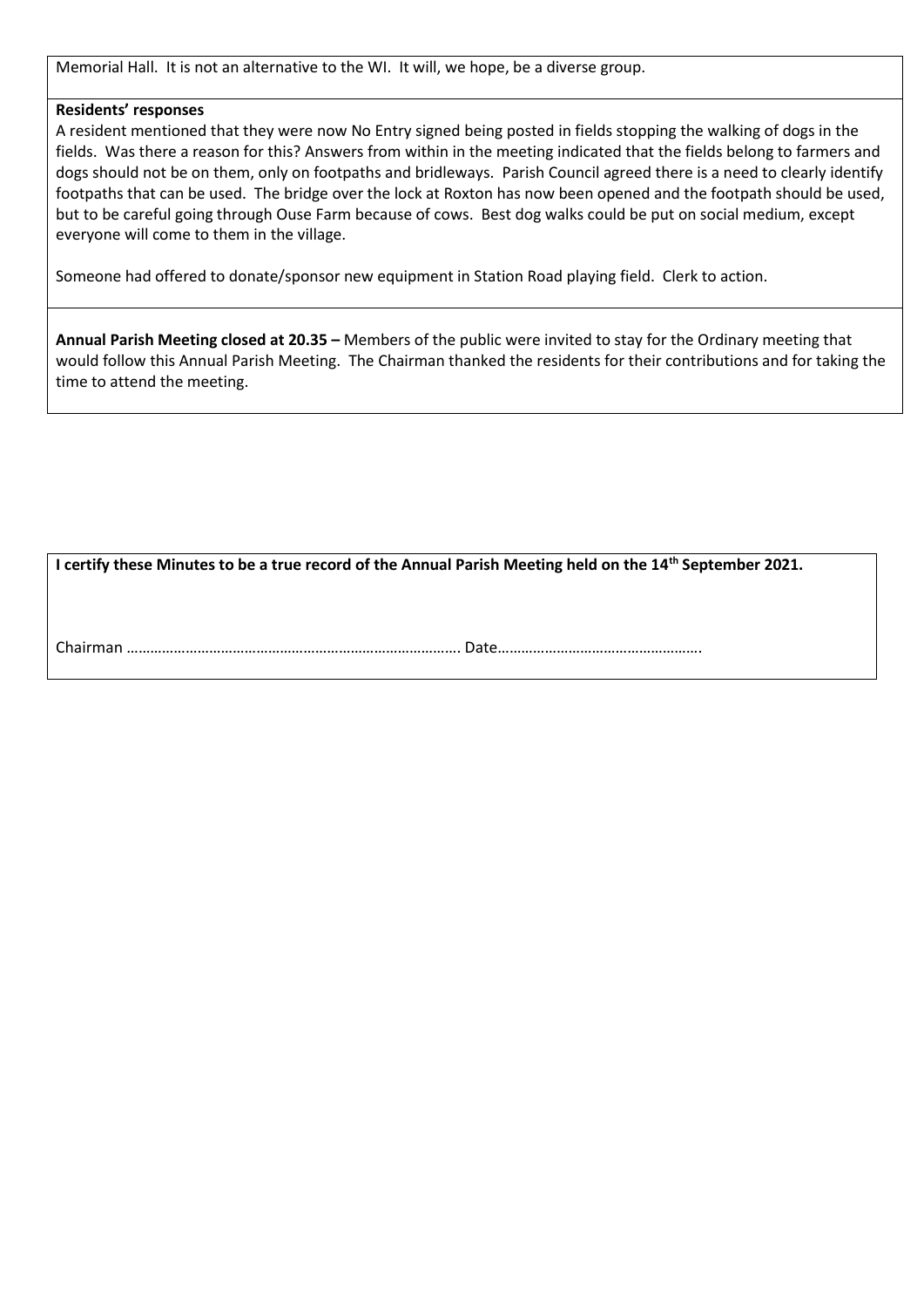Memorial Hall. It is not an alternative to the WI. It will, we hope, be a diverse group.

**Residents' responses**

A resident mentioned that they were now No Entry signed being posted in fields stopping the walking of dogs in the fields. Was there a reason for this? Answers from within in the meeting indicated that the fields belong to farmers and dogs should not be on them, only on footpaths and bridleways. Parish Council agreed there is a need to clearly identify footpaths that can be used. The bridge over the lock at Roxton has now been opened and the footpath should be used, but to be careful going through Ouse Farm because of cows. Best dog walks could be put on social medium, except everyone will come to them in the village.

Someone had offered to donate/sponsor new equipment in Station Road playing field. Clerk to action.

**Annual Parish Meeting closed at 20.35 –** Members of the public were invited to stay for the Ordinary meeting that would follow this Annual Parish Meeting. The Chairman thanked the residents for their contributions and for taking the time to attend the meeting.

**I certify these Minutes to be a true record of the Annual Parish Meeting held on the 14th September 2021.**

Chairman ………………………………………………………………………. Date…………………………………………….